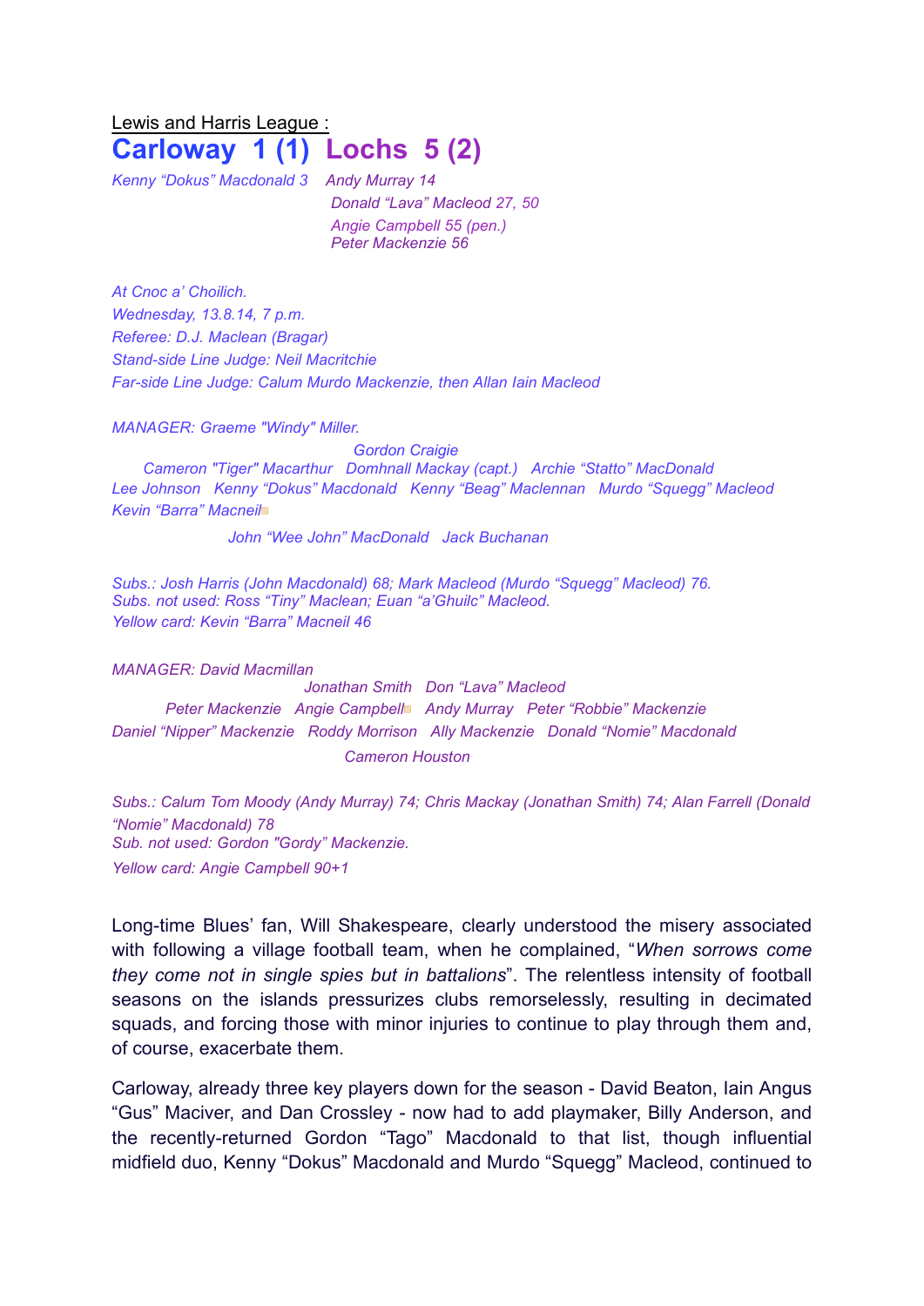Lewis and Harris League :

# Carloway 1 (1) Lochs 5 (2)

*Kenny "Dokus" Macdonald 3* *Andy Murray 14*
*Donald "Lava" Macleod 27, 50*
*Angie Campbell 55 (pen.)*
*Peter Mackenzie 56*

*At Cnoc a' Choilich.*
*Wednesday, 13.8.14, 7 p.m.*
*Referee: D.J. Maclean (Bragar)*
*Stand-side Line Judge: Neil Macritchie*
*Far-side Line Judge: Calum Murdo Mackenzie, then Allan Iain Macleod*

*MANAGER: Graeme "Windy" Miller.*

*Gordon Craigie*
*Cameron "Tiger" Macarthur Domhnall Mackay (capt.) Archie "Statto" MacDonald*
*Lee Johnson Kenny "Dokus" Macdonald Kenny "Beag" Maclennan Murdo "Squegg" Macleod*
*Kevin "Barra" Macneil*
*John "Wee John" MacDonald Jack Buchanan*

*Subs.: Josh Harris (John Macdonald) 68; Mark Macleod (Murdo "Squegg" Macleod) 76.*
*Subs. not used: Ross "Tiny" Maclean; Euan "a'Ghuilc" Macleod.*
*Yellow card: Kevin "Barra" Macneil 46*

*MANAGER: David Macmillan*
*Jonathan Smith Don "Lava" Macleod*
*Peter Mackenzie Angie Campbell Andy Murray Peter "Robbie" Mackenzie*
*Daniel "Nipper" Mackenzie Roddy Morrison Ally Mackenzie Donald "Nomie" Macdonald*
*Cameron Houston*

*Subs.: Calum Tom Moody (Andy Murray) 74; Chris Mackay (Jonathan Smith) 74; Alan Farrell (Donald "Nomie" Macdonald) 78*
*Sub. not used: Gordon "Gordy" Mackenzie.*
*Yellow card: Angie Campbell 90+1*

Long-time Blues' fan, Will Shakespeare, clearly understood the misery associated with following a village football team, when he complained, "*When sorrows come they come not in single spies but in battalions*". The relentless intensity of football seasons on the islands pressurizes clubs remorselessly, resulting in decimated squads, and forcing those with minor injuries to continue to play through them and, of course, exacerbate them.

Carloway, already three key players down for the season - David Beaton, Iain Angus "Gus" Maciver, and Dan Crossley - now had to add playmaker, Billy Anderson, and the recently-returned Gordon "Tago" Macdonald to that list, though influential midfield duo, Kenny "Dokus" Macdonald and Murdo "Squegg" Macleod, continued to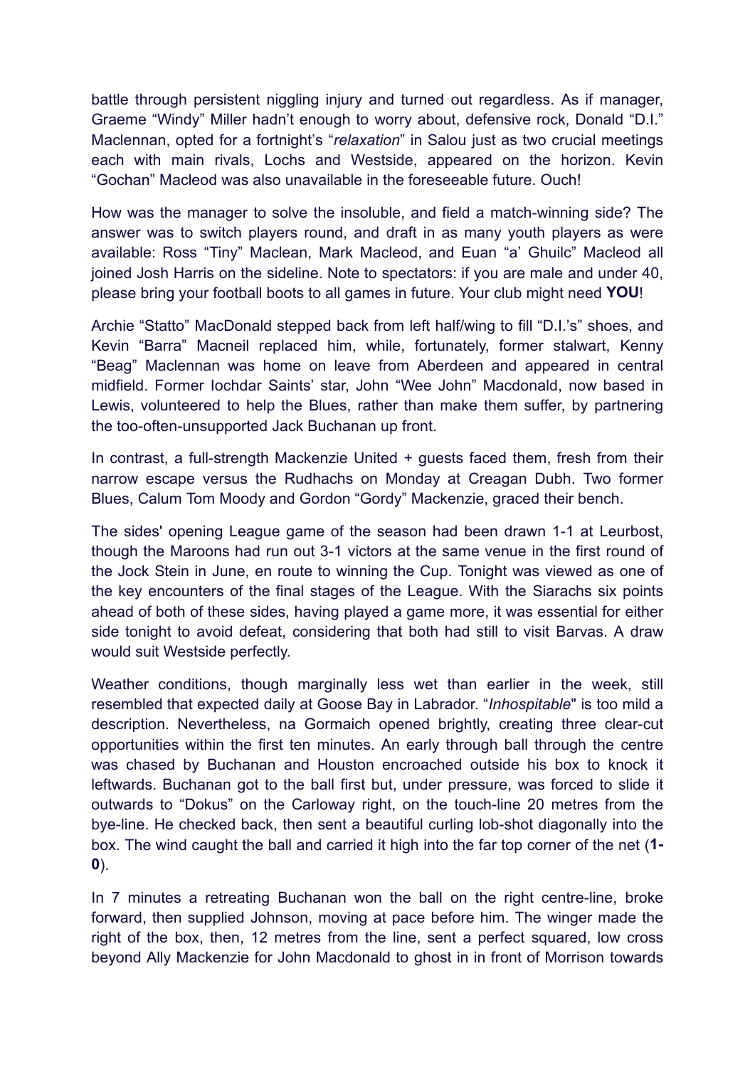battle through persistent niggling injury and turned out regardless. As if manager, Graeme "Windy" Miller hadn't enough to worry about, defensive rock, Donald "D.I." Maclennan, opted for a fortnight's "*relaxation*" in Salou just as two crucial meetings each with main rivals, Lochs and Westside, appeared on the horizon. Kevin "Gochan" Macleod was also unavailable in the foreseeable future. Ouch!

How was the manager to solve the insoluble, and field a match-winning side? The answer was to switch players round, and draft in as many youth players as were available: Ross "Tiny" Maclean, Mark Macleod, and Euan "a' Ghuilc" Macleod all joined Josh Harris on the sideline. Note to spectators: if you are male and under 40, please bring your football boots to all games in future. Your club might need **YOU**!

Archie "Statto" MacDonald stepped back from left half/wing to fill "D.I.'s" shoes, and Kevin "Barra" Macneil replaced him, while, fortunately, former stalwart, Kenny "Beag" Maclennan was home on leave from Aberdeen and appeared in central midfield. Former Iochdar Saints' star, John "Wee John" Macdonald, now based in Lewis, volunteered to help the Blues, rather than make them suffer, by partnering the too-often-unsupported Jack Buchanan up front.

In contrast, a full-strength Mackenzie United + guests faced them, fresh from their narrow escape versus the Rudhachs on Monday at Creagan Dubh. Two former Blues, Calum Tom Moody and Gordon "Gordy" Mackenzie, graced their bench.

The sides' opening League game of the season had been drawn 1-1 at Leurbost, though the Maroons had run out 3-1 victors at the same venue in the first round of the Jock Stein in June, en route to winning the Cup. Tonight was viewed as one of the key encounters of the final stages of the League. With the Siarachs six points ahead of both of these sides, having played a game more, it was essential for either side tonight to avoid defeat, considering that both had still to visit Barvas. A draw would suit Westside perfectly.

Weather conditions, though marginally less wet than earlier in the week, still resembled that expected daily at Goose Bay in Labrador. "*Inhospitable*" is too mild a description. Nevertheless, na Gormaich opened brightly, creating three clear-cut opportunities within the first ten minutes. An early through ball through the centre was chased by Buchanan and Houston encroached outside his box to knock it leftwards. Buchanan got to the ball first but, under pressure, was forced to slide it outwards to "Dokus" on the Carloway right, on the touch-line 20 metres from the bye-line. He checked back, then sent a beautiful curling lob-shot diagonally into the box. The wind caught the ball and carried it high into the far top corner of the net (**1-0**).

In 7 minutes a retreating Buchanan won the ball on the right centre-line, broke forward, then supplied Johnson, moving at pace before him. The winger made the right of the box, then, 12 metres from the line, sent a perfect squared, low cross beyond Ally Mackenzie for John Macdonald to ghost in in front of Morrison towards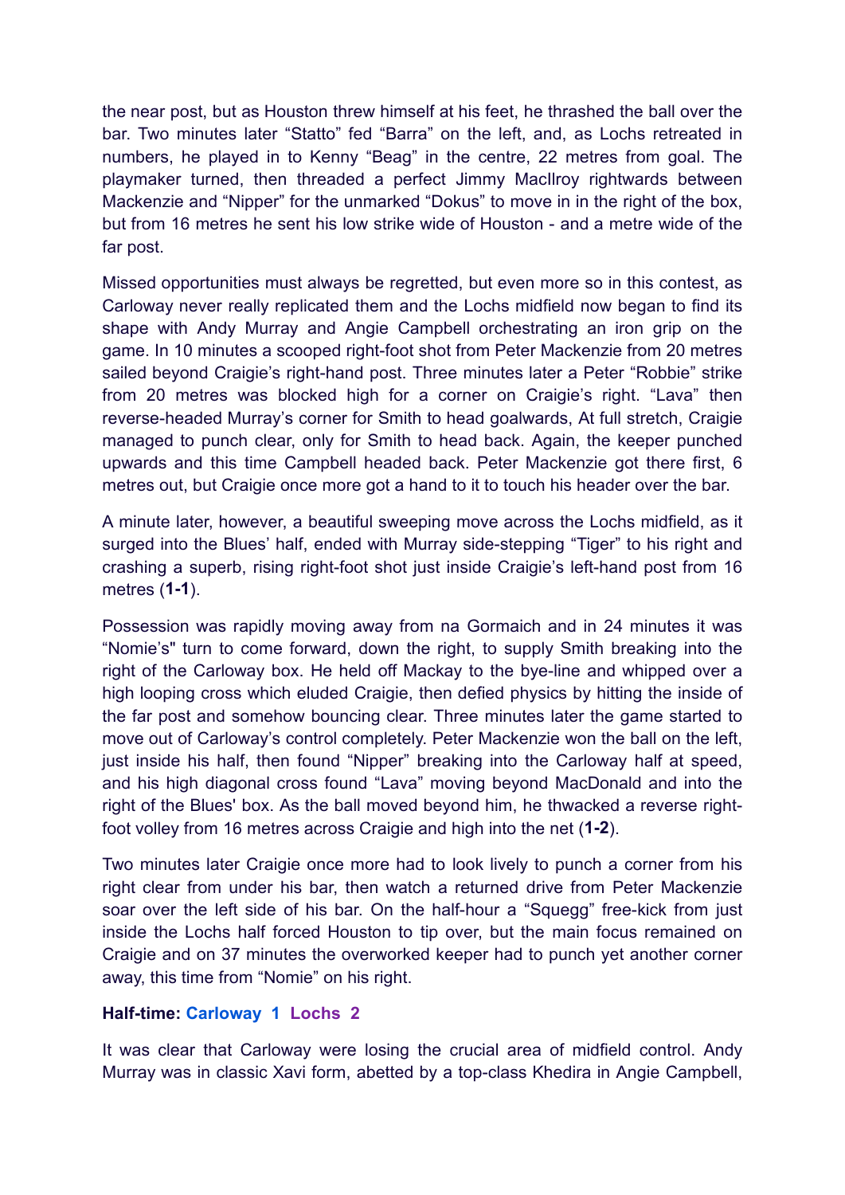the near post, but as Houston threw himself at his feet, he thrashed the ball over the bar. Two minutes later "Statto" fed "Barra" on the left, and, as Lochs retreated in numbers, he played in to Kenny "Beag" in the centre, 22 metres from goal. The playmaker turned, then threaded a perfect Jimmy MacIlroy rightwards between Mackenzie and "Nipper" for the unmarked "Dokus" to move in in the right of the box, but from 16 metres he sent his low strike wide of Houston - and a metre wide of the far post.

Missed opportunities must always be regretted, but even more so in this contest, as Carloway never really replicated them and the Lochs midfield now began to find its shape with Andy Murray and Angie Campbell orchestrating an iron grip on the game. In 10 minutes a scooped right-foot shot from Peter Mackenzie from 20 metres sailed beyond Craigie's right-hand post. Three minutes later a Peter "Robbie" strike from 20 metres was blocked high for a corner on Craigie's right. "Lava" then reverse-headed Murray's corner for Smith to head goalwards, At full stretch, Craigie managed to punch clear, only for Smith to head back. Again, the keeper punched upwards and this time Campbell headed back. Peter Mackenzie got there first, 6 metres out, but Craigie once more got a hand to it to touch his header over the bar.

A minute later, however, a beautiful sweeping move across the Lochs midfield, as it surged into the Blues' half, ended with Murray side-stepping "Tiger" to his right and crashing a superb, rising right-foot shot just inside Craigie's left-hand post from 16 metres (**1-1**).

Possession was rapidly moving away from na Gormaich and in 24 minutes it was "Nomie's" turn to come forward, down the right, to supply Smith breaking into the right of the Carloway box. He held off Mackay to the bye-line and whipped over a high looping cross which eluded Craigie, then defied physics by hitting the inside of the far post and somehow bouncing clear. Three minutes later the game started to move out of Carloway's control completely. Peter Mackenzie won the ball on the left, just inside his half, then found "Nipper" breaking into the Carloway half at speed, and his high diagonal cross found "Lava" moving beyond MacDonald and into the right of the Blues' box. As the ball moved beyond him, he thwacked a reverse right-foot volley from 16 metres across Craigie and high into the net (**1-2**).

Two minutes later Craigie once more had to look lively to punch a corner from his right clear from under his bar, then watch a returned drive from Peter Mackenzie soar over the left side of his bar. On the half-hour a "Squegg" free-kick from just inside the Lochs half forced Houston to tip over, but the main focus remained on Craigie and on 37 minutes the overworked keeper had to punch yet another corner away, this time from "Nomie" on his right.

**Half-time: Carloway 1 Lochs 2**

It was clear that Carloway were losing the crucial area of midfield control. Andy Murray was in classic Xavi form, abetted by a top-class Khedira in Angie Campbell,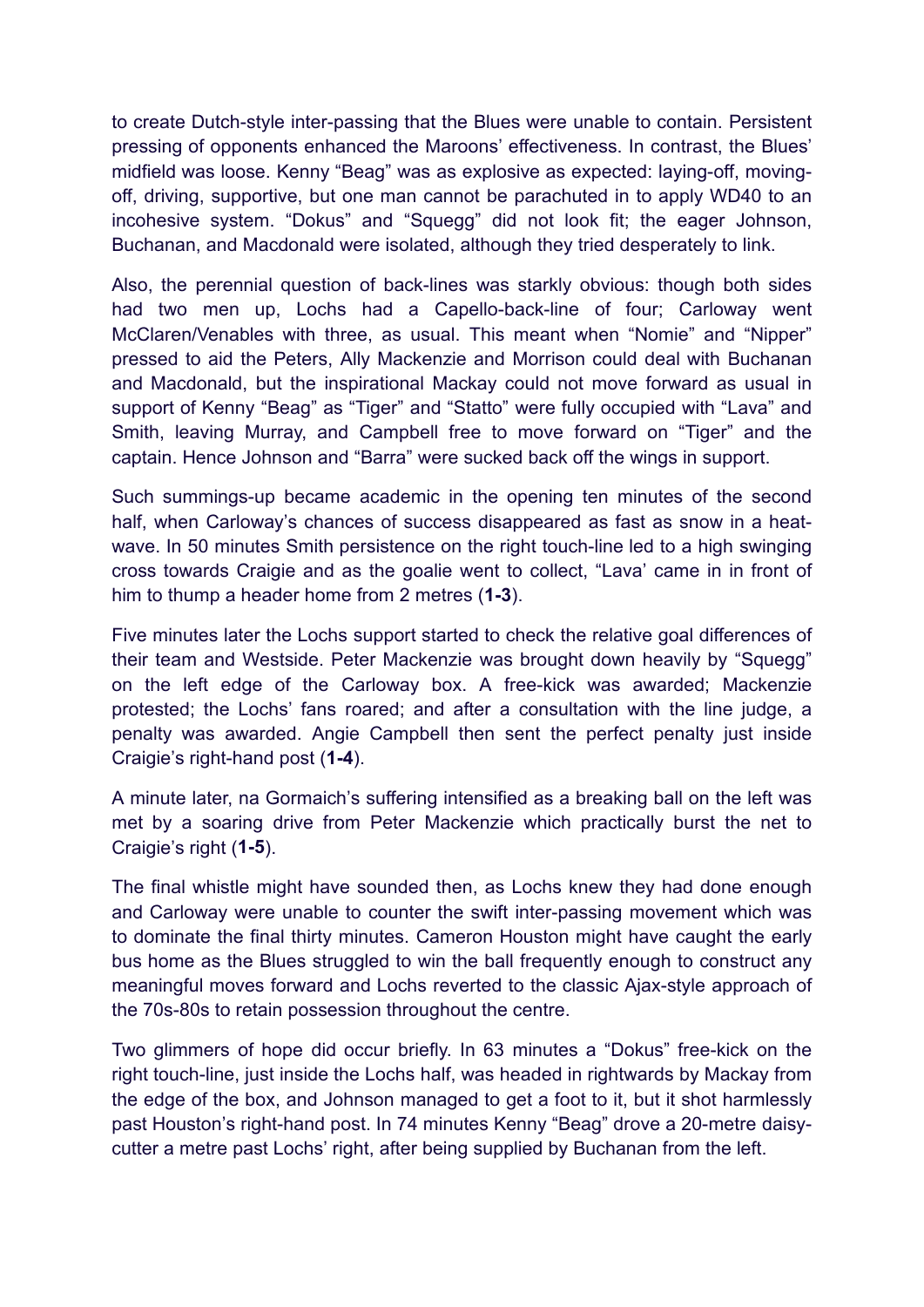to create Dutch-style inter-passing that the Blues were unable to contain. Persistent pressing of opponents enhanced the Maroons' effectiveness. In contrast, the Blues' midfield was loose. Kenny "Beag" was as explosive as expected: laying-off, moving-off, driving, supportive, but one man cannot be parachuted in to apply WD40 to an incohesive system. "Dokus" and "Squegg" did not look fit; the eager Johnson, Buchanan, and Macdonald were isolated, although they tried desperately to link.

Also, the perennial question of back-lines was starkly obvious: though both sides had two men up, Lochs had a Capello-back-line of four; Carloway went McClaren/Venables with three, as usual. This meant when "Nomie" and "Nipper" pressed to aid the Peters, Ally Mackenzie and Morrison could deal with Buchanan and Macdonald, but the inspirational Mackay could not move forward as usual in support of Kenny "Beag" as "Tiger" and "Statto" were fully occupied with "Lava" and Smith, leaving Murray, and Campbell free to move forward on "Tiger" and the captain. Hence Johnson and "Barra" were sucked back off the wings in support.

Such summings-up became academic in the opening ten minutes of the second half, when Carloway's chances of success disappeared as fast as snow in a heat-wave. In 50 minutes Smith persistence on the right touch-line led to a high swinging cross towards Craigie and as the goalie went to collect, "Lava' came in in front of him to thump a header home from 2 metres (**1-3**).

Five minutes later the Lochs support started to check the relative goal differences of their team and Westside. Peter Mackenzie was brought down heavily by "Squegg" on the left edge of the Carloway box. A free-kick was awarded; Mackenzie protested; the Lochs' fans roared; and after a consultation with the line judge, a penalty was awarded. Angie Campbell then sent the perfect penalty just inside Craigie's right-hand post (**1-4**).

A minute later, na Gormaich's suffering intensified as a breaking ball on the left was met by a soaring drive from Peter Mackenzie which practically burst the net to Craigie's right (**1-5**).

The final whistle might have sounded then, as Lochs knew they had done enough and Carloway were unable to counter the swift inter-passing movement which was to dominate the final thirty minutes. Cameron Houston might have caught the early bus home as the Blues struggled to win the ball frequently enough to construct any meaningful moves forward and Lochs reverted to the classic Ajax-style approach of the 70s-80s to retain possession throughout the centre.

Two glimmers of hope did occur briefly. In 63 minutes a "Dokus" free-kick on the right touch-line, just inside the Lochs half, was headed in rightwards by Mackay from the edge of the box, and Johnson managed to get a foot to it, but it shot harmlessly past Houston's right-hand post. In 74 minutes Kenny "Beag" drove a 20-metre daisy-cutter a metre past Lochs' right, after being supplied by Buchanan from the left.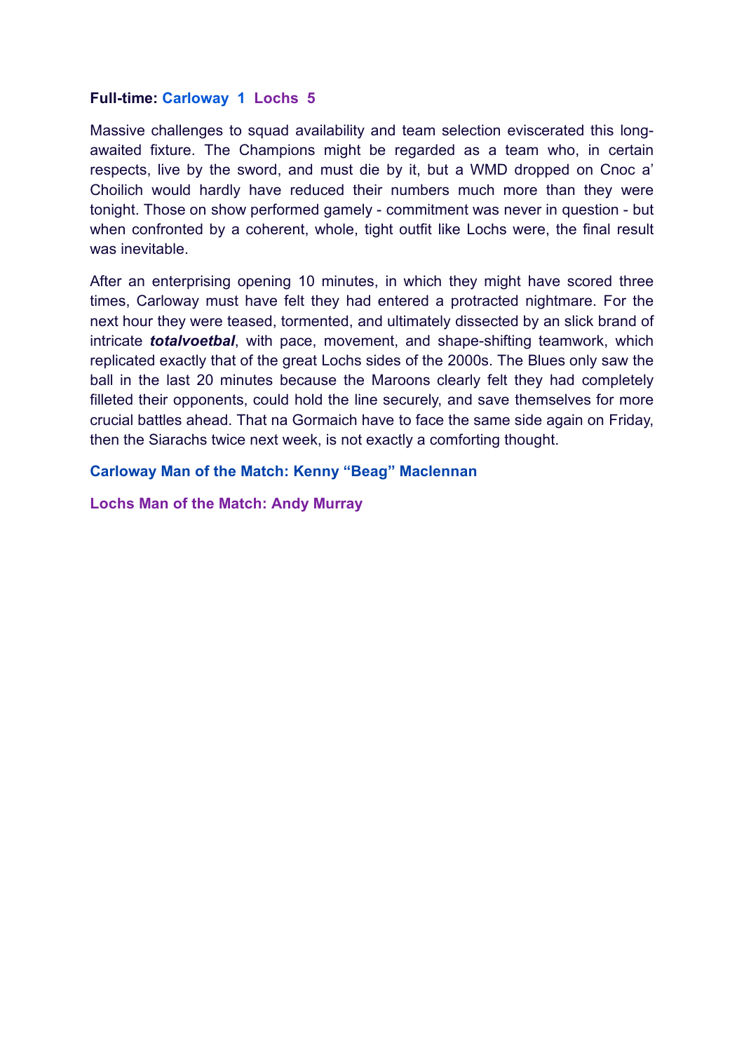**Full-time: Carloway 1 Lochs 5**

Massive challenges to squad availability and team selection eviscerated this long-awaited fixture. The Champions might be regarded as a team who, in certain respects, live by the sword, and must die by it, but a WMD dropped on Cnoc a' Choilich would hardly have reduced their numbers much more than they were tonight. Those on show performed gamely - commitment was never in question - but when confronted by a coherent, whole, tight outfit like Lochs were, the final result was inevitable.

After an enterprising opening 10 minutes, in which they might have scored three times, Carloway must have felt they had entered a protracted nightmare. For the next hour they were teased, tormented, and ultimately dissected by an slick brand of intricate ***totalvoetbal***, with pace, movement, and shape-shifting teamwork, which replicated exactly that of the great Lochs sides of the 2000s. The Blues only saw the ball in the last 20 minutes because the Maroons clearly felt they had completely filleted their opponents, could hold the line securely, and save themselves for more crucial battles ahead. That na Gormaich have to face the same side again on Friday, then the Siarachs twice next week, is not exactly a comforting thought.

**Carloway Man of the Match: Kenny "Beag" Maclennan**

**Lochs Man of the Match: Andy Murray**